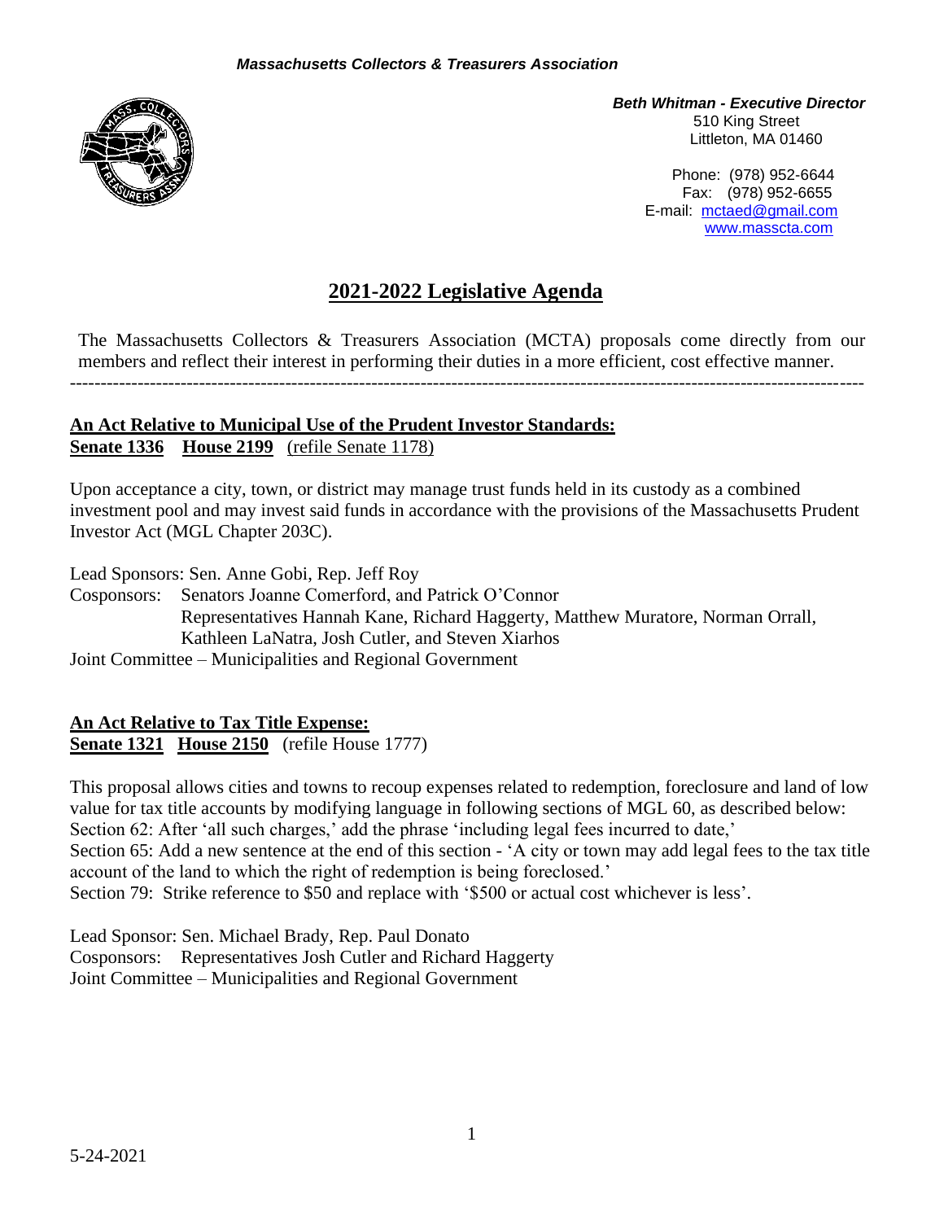***Massachusetts Collectors & Treasurers Association***

***Beth Whitman - Executive Director***
510 King Street
Littleton, MA 01460

Phone: (978) 952-6644
Fax: (978) 952-6655
E-mail: mctaed@gmail.com
www.massctа.com

# 2021-2022 Legislative Agenda

The Massachusetts Collectors & Treasurers Association (MCTA) proposals come directly from our members and reflect their interest in performing their duties in a more efficient, cost effective manner.

---

## An Act Relative to Municipal Use of the Prudent Investor Standards:

**Senate 1336** **House 2199** (refile Senate 1178)

Upon acceptance a city, town, or district may manage trust funds held in its custody as a combined investment pool and may invest said funds in accordance with the provisions of the Massachusetts Prudent Investor Act (MGL Chapter 203C).

Lead Sponsors: Sen. Anne Gobi, Rep. Jeff Roy
Cosponsors: Senators Joanne Comerford, and Patrick O'Connor
Representatives Hannah Kane, Richard Haggerty, Matthew Muratore, Norman Orrall, Kathleen LaNatra, Josh Cutler, and Steven Xiarhos
Joint Committee – Municipalities and Regional Government

## An Act Relative to Tax Title Expense:

**Senate 1321** **House 2150** (refile House 1777)

This proposal allows cities and towns to recoup expenses related to redemption, foreclosure and land of low value for tax title accounts by modifying language in following sections of MGL 60, as described below:
Section 62: After 'all such charges,' add the phrase 'including legal fees incurred to date,'
Section 65: Add a new sentence at the end of this section - 'A city or town may add legal fees to the tax title account of the land to which the right of redemption is being foreclosed.'
Section 79: Strike reference to $50 and replace with '$500 or actual cost whichever is less'.

Lead Sponsor: Sen. Michael Brady, Rep. Paul Donato
Cosponsors: Representatives Josh Cutler and Richard Haggerty
Joint Committee – Municipalities and Regional Government

5-24-2021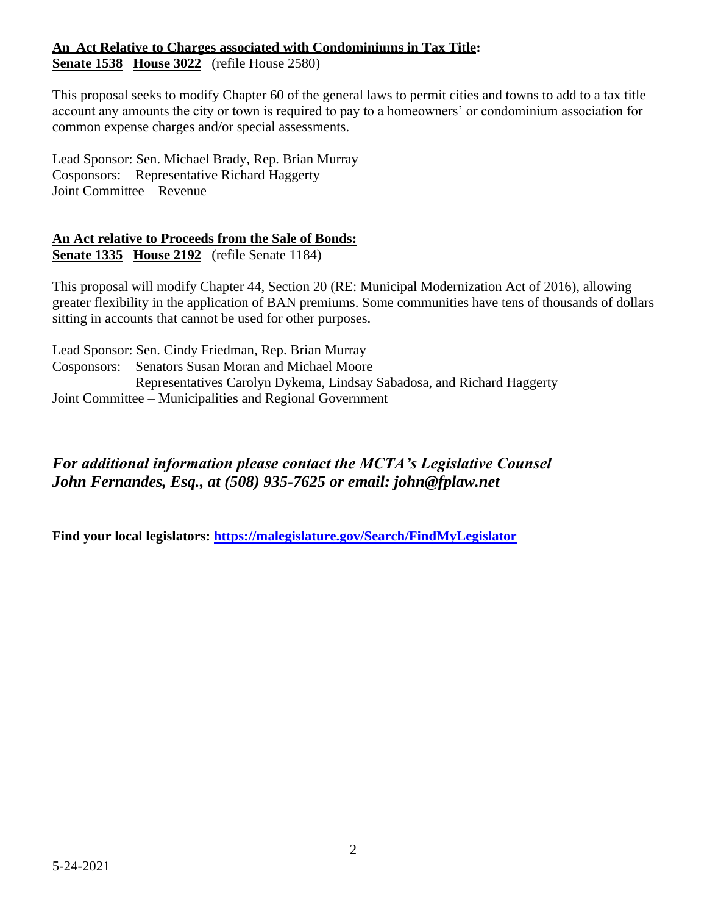**An Act Relative to Charges associated with Condominiums in Tax Title:**
**Senate 1538 House 3022** (refile House 2580)

This proposal seeks to modify Chapter 60 of the general laws to permit cities and towns to add to a tax title account any amounts the city or town is required to pay to a homeowners' or condominium association for common expense charges and/or special assessments.

Lead Sponsor: Sen. Michael Brady, Rep. Brian Murray
Cosponsors: Representative Richard Haggerty
Joint Committee – Revenue

**An Act relative to Proceeds from the Sale of Bonds:**
**Senate 1335 House 2192** (refile Senate 1184)

This proposal will modify Chapter 44, Section 20 (RE: Municipal Modernization Act of 2016), allowing greater flexibility in the application of BAN premiums. Some communities have tens of thousands of dollars sitting in accounts that cannot be used for other purposes.

Lead Sponsor: Sen. Cindy Friedman, Rep. Brian Murray
Cosponsors: Senators Susan Moran and Michael Moore
Representatives Carolyn Dykema, Lindsay Sabadosa, and Richard Haggerty
Joint Committee – Municipalities and Regional Government

***For additional information please contact the MCTA's Legislative Counsel John Fernandes, Esq., at (508) 935-7625 or email: john@fplaw.net***

**Find your local legislators: https://malegislature.gov/Search/FindMyLegislator**

5-24-2021